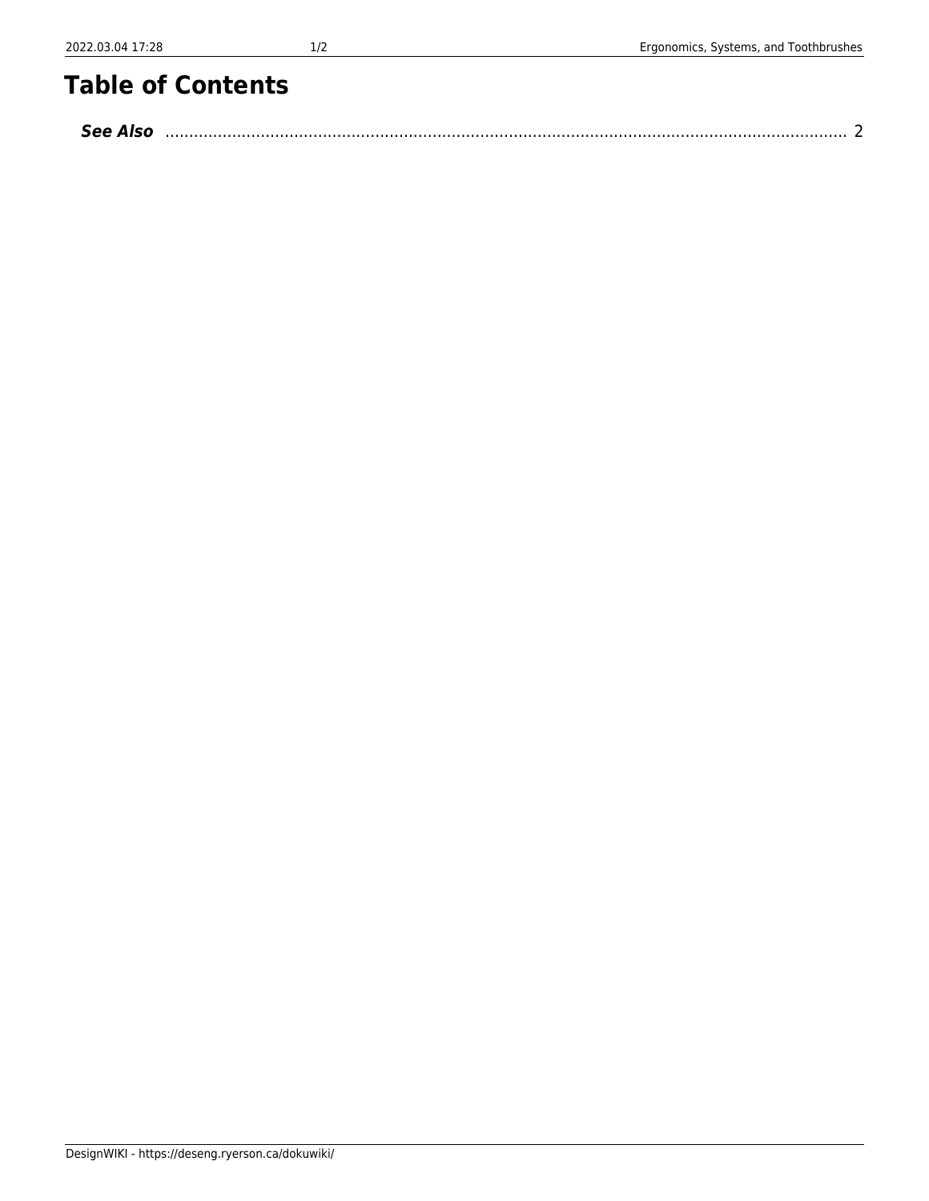# Table of Contents

***See Also*** .................................................................................................................................................. 2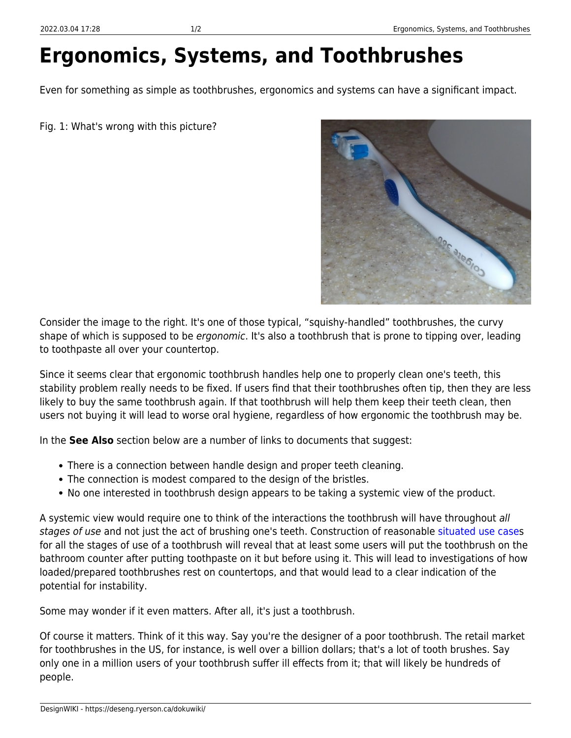# Ergonomics, Systems, and Toothbrushes

Even for something as simple as toothbrushes, ergonomics and systems can have a significant impact.

Fig. 1: What's wrong with this picture?

Consider the image to the right. It's one of those typical, "squishy-handled" toothbrushes, the curvy shape of which is supposed to be *ergonomic*. It's also a toothbrush that is prone to tipping over, leading to toothpaste all over your countertop.

Since it seems clear that ergonomic toothbrush handles help one to properly clean one's teeth, this stability problem really needs to be fixed. If users find that their toothbrushes often tip, then they are less likely to buy the same toothbrush again. If that toothbrush will help them keep their teeth clean, then users not buying it will lead to worse oral hygiene, regardless of how ergonomic the toothbrush may be.

In the **See Also** section below are a number of links to documents that suggest:

- There is a connection between handle design and proper teeth cleaning.
- The connection is modest compared to the design of the bristles.
- No one interested in toothbrush design appears to be taking a systemic view of the product.

A systemic view would require one to think of the interactions the toothbrush will have throughout *all stages of use* and not just the act of brushing one's teeth. Construction of reasonable situated use cases for all the stages of use of a toothbrush will reveal that at least some users will put the toothbrush on the bathroom counter after putting toothpaste on it but before using it. This will lead to investigations of how loaded/prepared toothbrushes rest on countertops, and that would lead to a clear indication of the potential for instability.

Some may wonder if it even matters. After all, it's just a toothbrush.

Of course it matters. Think of it this way. Say you're the designer of a poor toothbrush. The retail market for toothbrushes in the US, for instance, is well over a billion dollars; that's a lot of tooth brushes. Say only one in a million users of your toothbrush suffer ill effects from it; that will likely be hundreds of people.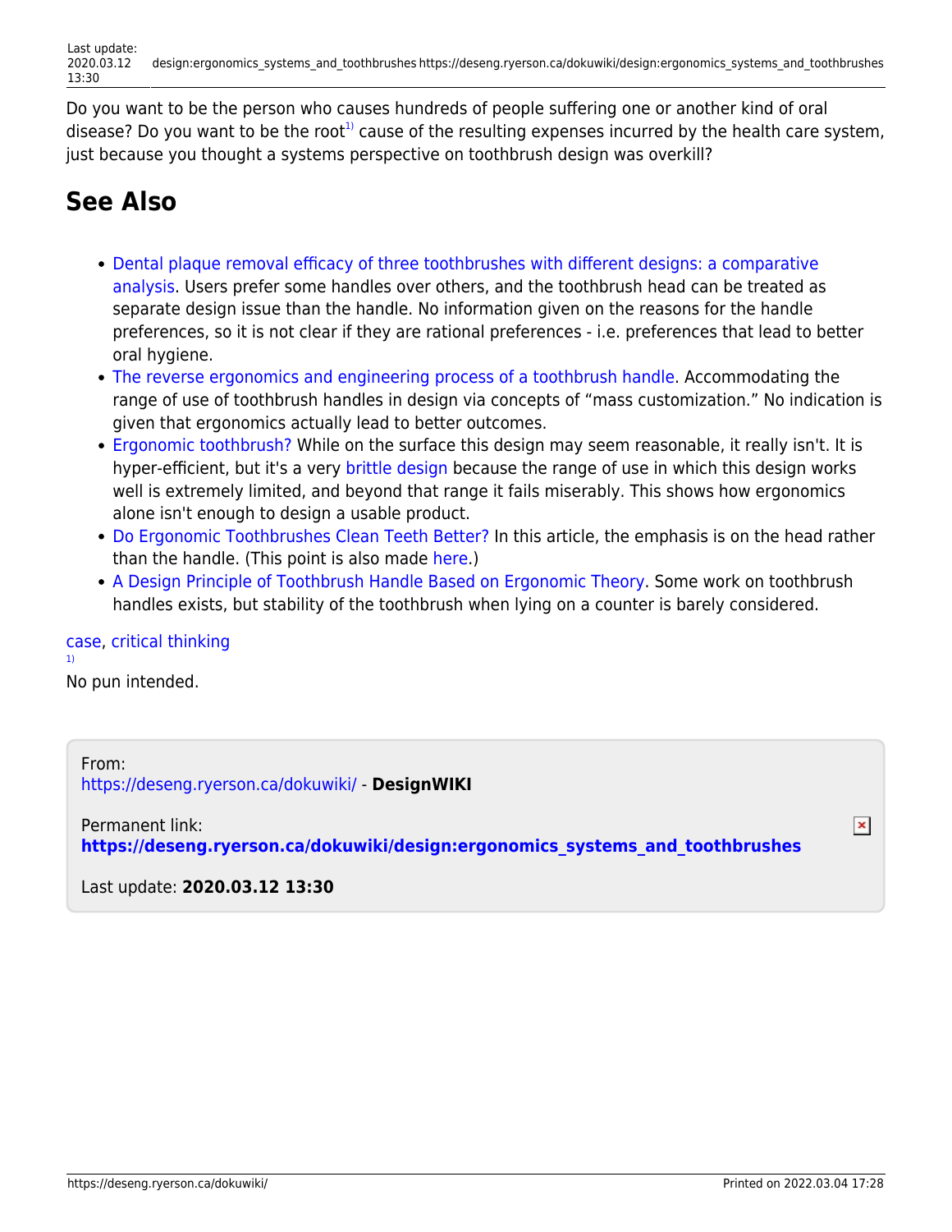Do you want to be the person who causes hundreds of people suffering one or another kind of oral disease? Do you want to be the root[1] cause of the resulting expenses incurred by the health care system, just because you thought a systems perspective on toothbrush design was overkill?

## See Also

- Dental plaque removal efficacy of three toothbrushes with different designs: a comparative analysis. Users prefer some handles over others, and the toothbrush head can be treated as separate design issue than the handle. No information given on the reasons for the handle preferences, so it is not clear if they are rational preferences - i.e. preferences that lead to better oral hygiene.
- The reverse ergonomics and engineering process of a toothbrush handle. Accommodating the range of use of toothbrush handles in design via concepts of "mass customization." No indication is given that ergonomics actually lead to better outcomes.
- Ergonomic toothbrush? While on the surface this design may seem reasonable, it really isn't. It is hyper-efficient, but it's a very brittle design because the range of use in which this design works well is extremely limited, and beyond that range it fails miserably. This shows how ergonomics alone isn't enough to design a usable product.
- Do Ergonomic Toothbrushes Clean Teeth Better? In this article, the emphasis is on the head rather than the handle. (This point is also made here.)
- A Design Principle of Toothbrush Handle Based on Ergonomic Theory. Some work on toothbrush handles exists, but stability of the toothbrush when lying on a counter is barely considered.

case, critical thinking

[1] No pun intended.

From:
https://deseng.ryerson.ca/dokuwiki/ - **DesignWIKI**

Permanent link:
**https://deseng.ryerson.ca/dokuwiki/design:ergonomics_systems_and_toothbrushes**

Last update: **2020.03.12 13:30**